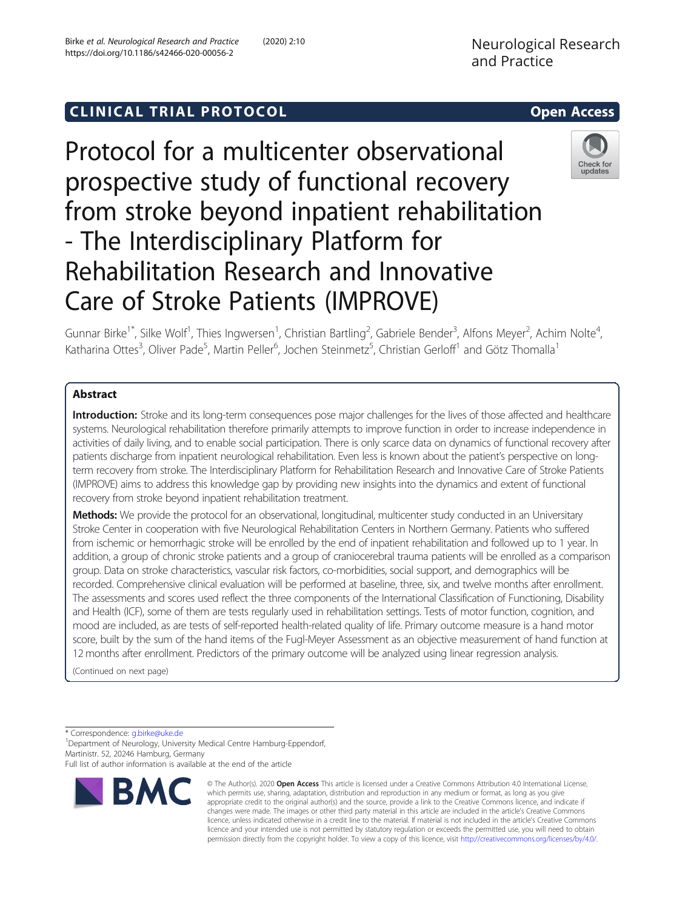CLINICAL TRIAL PROTOCOL

Open Access

# Protocol for a multicenter observational prospective study of functional recovery from stroke beyond inpatient rehabilitation - The Interdisciplinary Platform for Rehabilitation Research and Innovative Care of Stroke Patients (IMPROVE)

Gunnar Birke[1*], Silke Wolf[1], Thies Ingwersen[1], Christian Bartling[2], Gabriele Bender[3], Alfons Meyer[2], Achim Nolte[4], Katharina Ottes[3], Oliver Pade[5], Martin Peller[6], Jochen Steinmetz[5], Christian Gerloff[1] and Götz Thomalla[1]

## Abstract

**Introduction:** Stroke and its long-term consequences pose major challenges for the lives of those affected and healthcare systems. Neurological rehabilitation therefore primarily attempts to improve function in order to increase independence in activities of daily living, and to enable social participation. There is only scarce data on dynamics of functional recovery after patients discharge from inpatient neurological rehabilitation. Even less is known about the patient's perspective on long-term recovery from stroke. The Interdisciplinary Platform for Rehabilitation Research and Innovative Care of Stroke Patients (IMPROVE) aims to address this knowledge gap by providing new insights into the dynamics and extent of functional recovery from stroke beyond inpatient rehabilitation treatment.

**Methods:** We provide the protocol for an observational, longitudinal, multicenter study conducted in an Universitary Stroke Center in cooperation with five Neurological Rehabilitation Centers in Northern Germany. Patients who suffered from ischemic or hemorrhagic stroke will be enrolled by the end of inpatient rehabilitation and followed up to 1 year. In addition, a group of chronic stroke patients and a group of craniocerebral trauma patients will be enrolled as a comparison group. Data on stroke characteristics, vascular risk factors, co-morbidities, social support, and demographics will be recorded. Comprehensive clinical evaluation will be performed at baseline, three, six, and twelve months after enrollment. The assessments and scores used reflect the three components of the International Classification of Functioning, Disability and Health (ICF), some of them are tests regularly used in rehabilitation settings. Tests of motor function, cognition, and mood are included, as are tests of self-reported health-related quality of life. Primary outcome measure is a hand motor score, built by the sum of the hand items of the Fugl-Meyer Assessment as an objective measurement of hand function at 12 months after enrollment. Predictors of the primary outcome will be analyzed using linear regression analysis.

(Continued on next page)

\* Correspondence: g.birke@uke.de

[1]Department of Neurology, University Medical Centre Hamburg-Eppendorf, Martinistr. 52, 20246 Hamburg, Germany

Full list of author information is available at the end of the article

© The Author(s). 2020 **Open Access** This article is licensed under a Creative Commons Attribution 4.0 International License, which permits use, sharing, adaptation, distribution and reproduction in any medium or format, as long as you give appropriate credit to the original author(s) and the source, provide a link to the Creative Commons licence, and indicate if changes were made. The images or other third party material in this article are included in the article's Creative Commons licence, unless indicated otherwise in a credit line to the material. If material is not included in the article's Creative Commons licence and your intended use is not permitted by statutory regulation or exceeds the permitted use, you will need to obtain permission directly from the copyright holder. To view a copy of this licence, visit http://creativecommons.org/licenses/by/4.0/.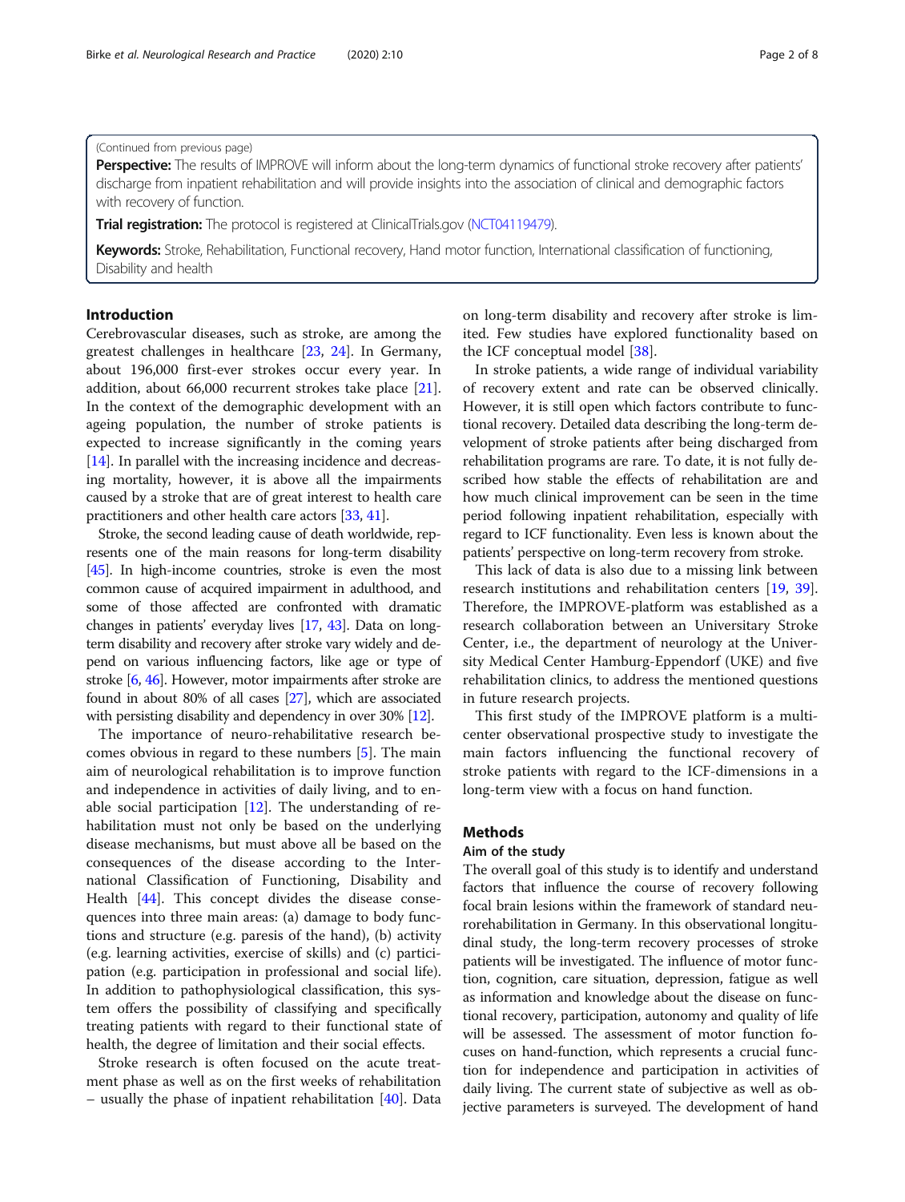(Continued from previous page)

**Perspective:** The results of IMPROVE will inform about the long-term dynamics of functional stroke recovery after patients' discharge from inpatient rehabilitation and will provide insights into the association of clinical and demographic factors with recovery of function.

**Trial registration:** The protocol is registered at ClinicalTrials.gov (NCT04119479).

**Keywords:** Stroke, Rehabilitation, Functional recovery, Hand motor function, International classification of functioning, Disability and health

## Introduction

Cerebrovascular diseases, such as stroke, are among the greatest challenges in healthcare [23, 24]. In Germany, about 196,000 first-ever strokes occur every year. In addition, about 66,000 recurrent strokes take place [21]. In the context of the demographic development with an ageing population, the number of stroke patients is expected to increase significantly in the coming years [14]. In parallel with the increasing incidence and decreasing mortality, however, it is above all the impairments caused by a stroke that are of great interest to health care practitioners and other health care actors [33, 41].

Stroke, the second leading cause of death worldwide, represents one of the main reasons for long-term disability [45]. In high-income countries, stroke is even the most common cause of acquired impairment in adulthood, and some of those affected are confronted with dramatic changes in patients' everyday lives [17, 43]. Data on long-term disability and recovery after stroke vary widely and depend on various influencing factors, like age or type of stroke [6, 46]. However, motor impairments after stroke are found in about 80% of all cases [27], which are associated with persisting disability and dependency in over 30% [12].

The importance of neuro-rehabilitative research becomes obvious in regard to these numbers [5]. The main aim of neurological rehabilitation is to improve function and independence in activities of daily living, and to enable social participation [12]. The understanding of rehabilitation must not only be based on the underlying disease mechanisms, but must above all be based on the consequences of the disease according to the International Classification of Functioning, Disability and Health [44]. This concept divides the disease consequences into three main areas: (a) damage to body functions and structure (e.g. paresis of the hand), (b) activity (e.g. learning activities, exercise of skills) and (c) participation (e.g. participation in professional and social life). In addition to pathophysiological classification, this system offers the possibility of classifying and specifically treating patients with regard to their functional state of health, the degree of limitation and their social effects.

Stroke research is often focused on the acute treatment phase as well as on the first weeks of rehabilitation – usually the phase of inpatient rehabilitation [40]. Data on long-term disability and recovery after stroke is limited. Few studies have explored functionality based on the ICF conceptual model [38].

In stroke patients, a wide range of individual variability of recovery extent and rate can be observed clinically. However, it is still open which factors contribute to functional recovery. Detailed data describing the long-term development of stroke patients after being discharged from rehabilitation programs are rare. To date, it is not fully described how stable the effects of rehabilitation are and how much clinical improvement can be seen in the time period following inpatient rehabilitation, especially with regard to ICF functionality. Even less is known about the patients' perspective on long-term recovery from stroke.

This lack of data is also due to a missing link between research institutions and rehabilitation centers [19, 39]. Therefore, the IMPROVE-platform was established as a research collaboration between an Universitary Stroke Center, i.e., the department of neurology at the University Medical Center Hamburg-Eppendorf (UKE) and five rehabilitation clinics, to address the mentioned questions in future research projects.

This first study of the IMPROVE platform is a multicenter observational prospective study to investigate the main factors influencing the functional recovery of stroke patients with regard to the ICF-dimensions in a long-term view with a focus on hand function.

## Methods

### Aim of the study

The overall goal of this study is to identify and understand factors that influence the course of recovery following focal brain lesions within the framework of standard neurorehabilitation in Germany. In this observational longitudinal study, the long-term recovery processes of stroke patients will be investigated. The influence of motor function, cognition, care situation, depression, fatigue as well as information and knowledge about the disease on functional recovery, participation, autonomy and quality of life will be assessed. The assessment of motor function focuses on hand-function, which represents a crucial function for independence and participation in activities of daily living. The current state of subjective as well as objective parameters is surveyed. The development of hand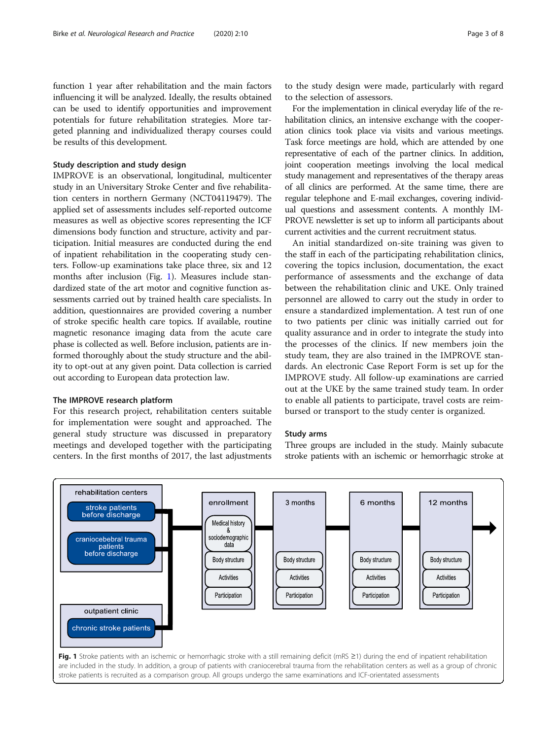function 1 year after rehabilitation and the main factors influencing it will be analyzed. Ideally, the results obtained can be used to identify opportunities and improvement potentials for future rehabilitation strategies. More targeted planning and individualized therapy courses could be results of this development.

### Study description and study design

IMPROVE is an observational, longitudinal, multicenter study in an Universitary Stroke Center and five rehabilitation centers in northern Germany (NCT04119479). The applied set of assessments includes self-reported outcome measures as well as objective scores representing the ICF dimensions body function and structure, activity and participation. Initial measures are conducted during the end of inpatient rehabilitation in the cooperating study centers. Follow-up examinations take place three, six and 12 months after inclusion (Fig. 1). Measures include standardized state of the art motor and cognitive function assessments carried out by trained health care specialists. In addition, questionnaires are provided covering a number of stroke specific health care topics. If available, routine magnetic resonance imaging data from the acute care phase is collected as well. Before inclusion, patients are informed thoroughly about the study structure and the ability to opt-out at any given point. Data collection is carried out according to European data protection law.

### The IMPROVE research platform

For this research project, rehabilitation centers suitable for implementation were sought and approached. The general study structure was discussed in preparatory meetings and developed together with the participating centers. In the first months of 2017, the last adjustments to the study design were made, particularly with regard to the selection of assessors.

For the implementation in clinical everyday life of the rehabilitation clinics, an intensive exchange with the cooperation clinics took place via visits and various meetings. Task force meetings are hold, which are attended by one representative of each of the partner clinics. In addition, joint cooperation meetings involving the local medical study management and representatives of the therapy areas of all clinics are performed. At the same time, there are regular telephone and E-mail exchanges, covering individual questions and assessment contents. A monthly IMPROVE newsletter is set up to inform all participants about current activities and the current recruitment status.

An initial standardized on-site training was given to the staff in each of the participating rehabilitation clinics, covering the topics inclusion, documentation, the exact performance of assessments and the exchange of data between the rehabilitation clinic and UKE. Only trained personnel are allowed to carry out the study in order to ensure a standardized implementation. A test run of one to two patients per clinic was initially carried out for quality assurance and in order to integrate the study into the processes of the clinics. If new members join the study team, they are also trained in the IMPROVE standards. An electronic Case Report Form is set up for the IMPROVE study. All follow-up examinations are carried out at the UKE by the same trained study team. In order to enable all patients to participate, travel costs are reimbursed or transport to the study center is organized.

### Study arms

Three groups are included in the study. Mainly subacute stroke patients with an ischemic or hemorrhagic stroke at

**Fig. 1** Stroke patients with an ischemic or hemorrhagic stroke with a still remaining deficit (mRS ≥1) during the end of inpatient rehabilitation are included in the study. In addition, a group of patients with craniocerebral trauma from the rehabilitation centers as well as a group of chronic stroke patients is recruited as a comparison group. All groups undergo the same examinations and ICF-orientated assessments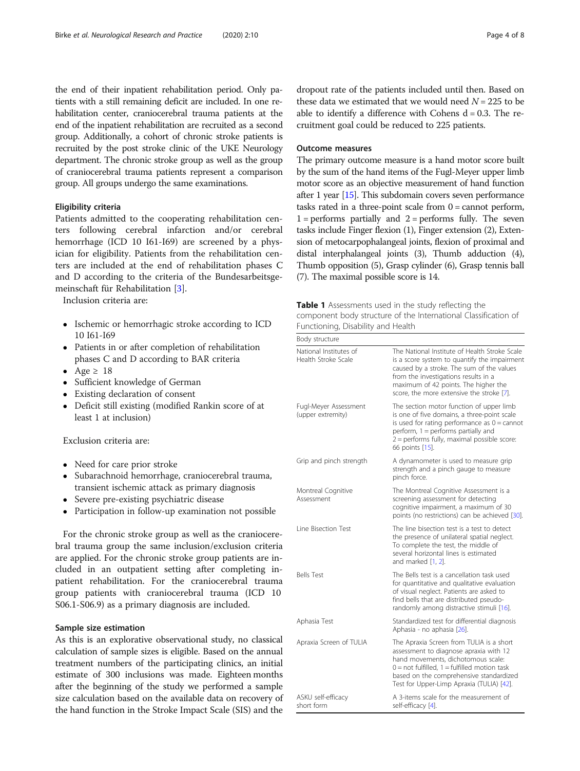the end of their inpatient rehabilitation period. Only patients with a still remaining deficit are included. In one rehabilitation center, craniocerebral trauma patients at the end of the inpatient rehabilitation are recruited as a second group. Additionally, a cohort of chronic stroke patients is recruited by the post stroke clinic of the UKE Neurology department. The chronic stroke group as well as the group of craniocerebral trauma patients represent a comparison group. All groups undergo the same examinations.

### Eligibility criteria

Patients admitted to the cooperating rehabilitation centers following cerebral infarction and/or cerebral hemorrhage (ICD 10 I61-I69) are screened by a physician for eligibility. Patients from the rehabilitation centers are included at the end of rehabilitation phases C and D according to the criteria of the Bundesarbeitsgemeinschaft für Rehabilitation [3].

Inclusion criteria are:

- Ischemic or hemorrhagic stroke according to ICD 10 I61-I69
- Patients in or after completion of rehabilitation phases C and D according to BAR criteria
- Age ≥ 18
- Sufficient knowledge of German
- Existing declaration of consent
- Deficit still existing (modified Rankin score of at least 1 at inclusion)

Exclusion criteria are:

- Need for care prior stroke
- Subarachnoid hemorrhage, craniocerebral trauma, transient ischemic attack as primary diagnosis
- Severe pre-existing psychiatric disease
- Participation in follow-up examination not possible

For the chronic stroke group as well as the craniocerebral trauma group the same inclusion/exclusion criteria are applied. For the chronic stroke group patients are included in an outpatient setting after completing inpatient rehabilitation. For the craniocerebral trauma group patients with craniocerebral trauma (ICD 10 S06.1-S06.9) as a primary diagnosis are included.

### Sample size estimation

As this is an explorative observational study, no classical calculation of sample sizes is eligible. Based on the annual treatment numbers of the participating clinics, an initial estimate of 300 inclusions was made. Eighteen months after the beginning of the study we performed a sample size calculation based on the available data on recovery of the hand function in the Stroke Impact Scale (SIS) and the dropout rate of the patients included until then. Based on these data we estimated that we would need $N = 225$ to be able to identify a difference with Cohens $d = 0.3$. The recruitment goal could be reduced to 225 patients.

### Outcome measures

The primary outcome measure is a hand motor score built by the sum of the hand items of the Fugl-Meyer upper limb motor score as an objective measurement of hand function after 1 year [15]. This subdomain covers seven performance tasks rated in a three-point scale from 0 = cannot perform, 1 = performs partially and 2 = performs fully. The seven tasks include Finger flexion (1), Finger extension (2), Extension of metocarpophalangeal joints, flexion of proximal and distal interphalangeal joints (3), Thumb adduction (4), Thumb opposition (5), Grasp cylinder (6), Grasp tennis ball (7). The maximal possible score is 14.

**Table 1** Assessments used in the study reflecting the component body structure of the International Classification of Functioning, Disability and Health

| Body structure | |
|---|---|
| National Institutes of Health Stroke Scale | The National Institute of Health Stroke Scale is a score system to quantify the impairment caused by a stroke. The sum of the values from the investigations results in a maximum of 42 points. The higher the score, the more extensive the stroke [7]. |
| Fugl-Meyer Assessment (upper extremity) | The section motor function of upper limb is one of five domains, a three-point scale is used for rating performance as 0 = cannot perform, 1 = performs partially and 2 = performs fully, maximal possible score: 66 points [15]. |
| Grip and pinch strength | A dynamometer is used to measure grip strength and a pinch gauge to measure pinch force. |
| Montreal Cognitive Assessment | The Montreal Cognitive Assessment is a screening assessment for detecting cognitive impairment, a maximum of 30 points (no restrictions) can be achieved [30]. |
| Line Bisection Test | The line bisection test is a test to detect the presence of unilateral spatial neglect. To complete the test, the middle of several horizontal lines is estimated and marked [1, 2]. |
| Bells Test | The Bells test is a cancellation task used for quantitative and qualitative evaluation of visual neglect. Patients are asked to find bells that are distributed pseudo-randomly among distractive stimuli [16]. |
| Aphasia Test | Standardized test for differential diagnosis Aphasia - no aphasia [26]. |
| Apraxia Screen of TULIA | The Apraxia Screen from TULIA is a short assessment to diagnose apraxia with 12 hand movements, dichotomous scale: 0 = not fulfilled, 1 = fulfilled motion task based on the comprehensive standardized Test for Upper-Limp Apraxia (TULIA) [42]. |
| ASKU self-efficacy short form | A 3-items scale for the measurement of self-efficacy [4]. |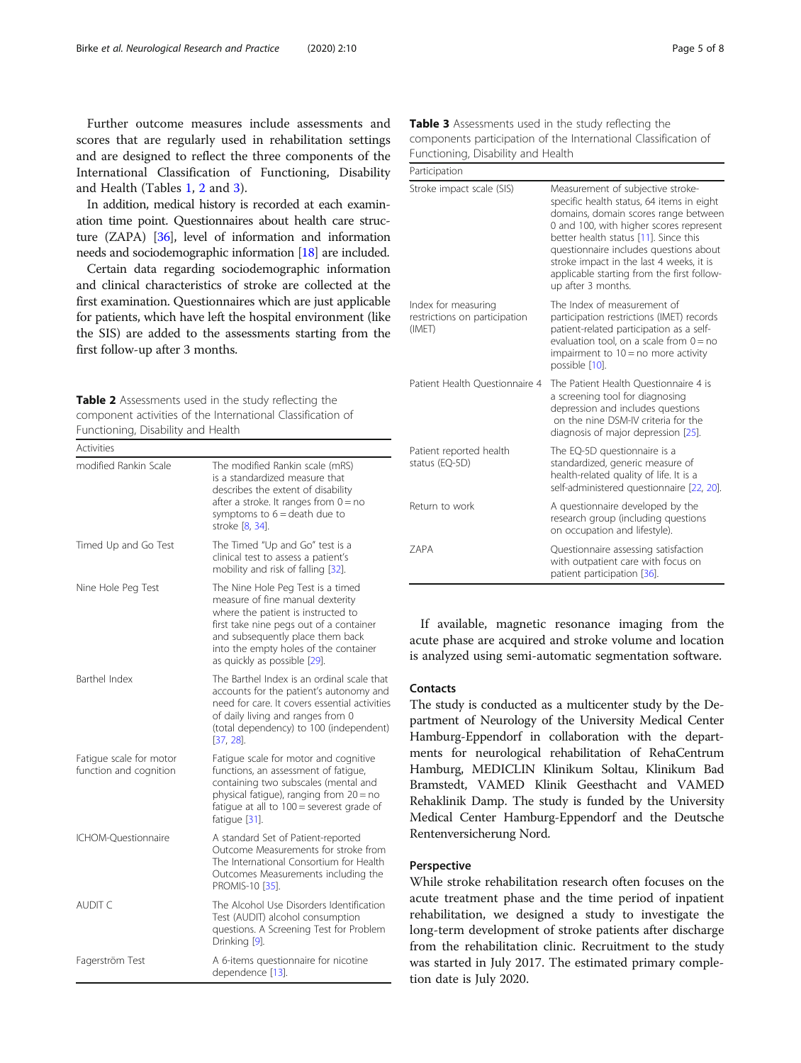Further outcome measures include assessments and scores that are regularly used in rehabilitation settings and are designed to reflect the three components of the International Classification of Functioning, Disability and Health (Tables 1, 2 and 3).

In addition, medical history is recorded at each examination time point. Questionnaires about health care structure (ZAPA) [36], level of information and information needs and sociodemographic information [18] are included.

Certain data regarding sociodemographic information and clinical characteristics of stroke are collected at the first examination. Questionnaires which are just applicable for patients, which have left the hospital environment (like the SIS) are added to the assessments starting from the first follow-up after 3 months.

**Table 2** Assessments used in the study reflecting the component activities of the International Classification of Functioning, Disability and Health

| Activities | |
|---|---|
| modified Rankin Scale | The modified Rankin scale (mRS) is a standardized measure that describes the extent of disability after a stroke. It ranges from 0 = no symptoms to 6 = death due to stroke [8, 34]. |
| Timed Up and Go Test | The Timed "Up and Go" test is a clinical test to assess a patient's mobility and risk of falling [32]. |
| Nine Hole Peg Test | The Nine Hole Peg Test is a timed measure of fine manual dexterity where the patient is instructed to first take nine pegs out of a container and subsequently place them back into the empty holes of the container as quickly as possible [29]. |
| Barthel Index | The Barthel Index is an ordinal scale that accounts for the patient's autonomy and need for care. It covers essential activities of daily living and ranges from 0 (total dependency) to 100 (independent) [37, 28]. |
| Fatigue scale for motor function and cognition | Fatigue scale for motor and cognitive functions, an assessment of fatigue, containing two subscales (mental and physical fatigue), ranging from 20 = no fatigue at all to 100 = severest grade of fatigue [31]. |
| ICHOM-Questionnaire | A standard Set of Patient-reported Outcome Measurements for stroke from The International Consortium for Health Outcomes Measurements including the PROMIS-10 [35]. |
| AUDIT C | The Alcohol Use Disorders Identification Test (AUDIT) alcohol consumption questions. A Screening Test for Problem Drinking [9]. |
| Fagerström Test | A 6-items questionnaire for nicotine dependence [13]. |

**Table 3** Assessments used in the study reflecting the components participation of the International Classification of Functioning, Disability and Health

| Participation | |
|---|---|
| Stroke impact scale (SIS) | Measurement of subjective stroke-specific health status, 64 items in eight domains, domain scores range between 0 and 100, with higher scores represent better health status [11]. Since this questionnaire includes questions about stroke impact in the last 4 weeks, it is applicable starting from the first follow-up after 3 months. |
| Index for measuring restrictions on participation (IMET) | The Index of measurement of participation restrictions (IMET) records patient-related participation as a self-evaluation tool, on a scale from 0 = no impairment to 10 = no more activity possible [10]. |
| Patient Health Questionnaire 4 | The Patient Health Questionnaire 4 is a screening tool for diagnosing depression and includes questions on the nine DSM-IV criteria for the diagnosis of major depression [25]. |
| Patient reported health status (EQ-5D) | The EQ-5D questionnaire is a standardized, generic measure of health-related quality of life. It is a self-administered questionnaire [22, 20]. |
| Return to work | A questionnaire developed by the research group (including questions on occupation and lifestyle). |
| ZAPA | Questionnaire assessing satisfaction with outpatient care with focus on patient participation [36]. |

If available, magnetic resonance imaging from the acute phase are acquired and stroke volume and location is analyzed using semi-automatic segmentation software.

## Contacts

The study is conducted as a multicenter study by the Department of Neurology of the University Medical Center Hamburg-Eppendorf in collaboration with the departments for neurological rehabilitation of RehaCentrum Hamburg, MEDICLIN Klinikum Soltau, Klinikum Bad Bramstedt, VAMED Klinik Geesthacht and VAMED Rehaklinik Damp. The study is funded by the University Medical Center Hamburg-Eppendorf and the Deutsche Rentenversicherung Nord.

## Perspective

While stroke rehabilitation research often focuses on the acute treatment phase and the time period of inpatient rehabilitation, we designed a study to investigate the long-term development of stroke patients after discharge from the rehabilitation clinic. Recruitment to the study was started in July 2017. The estimated primary completion date is July 2020.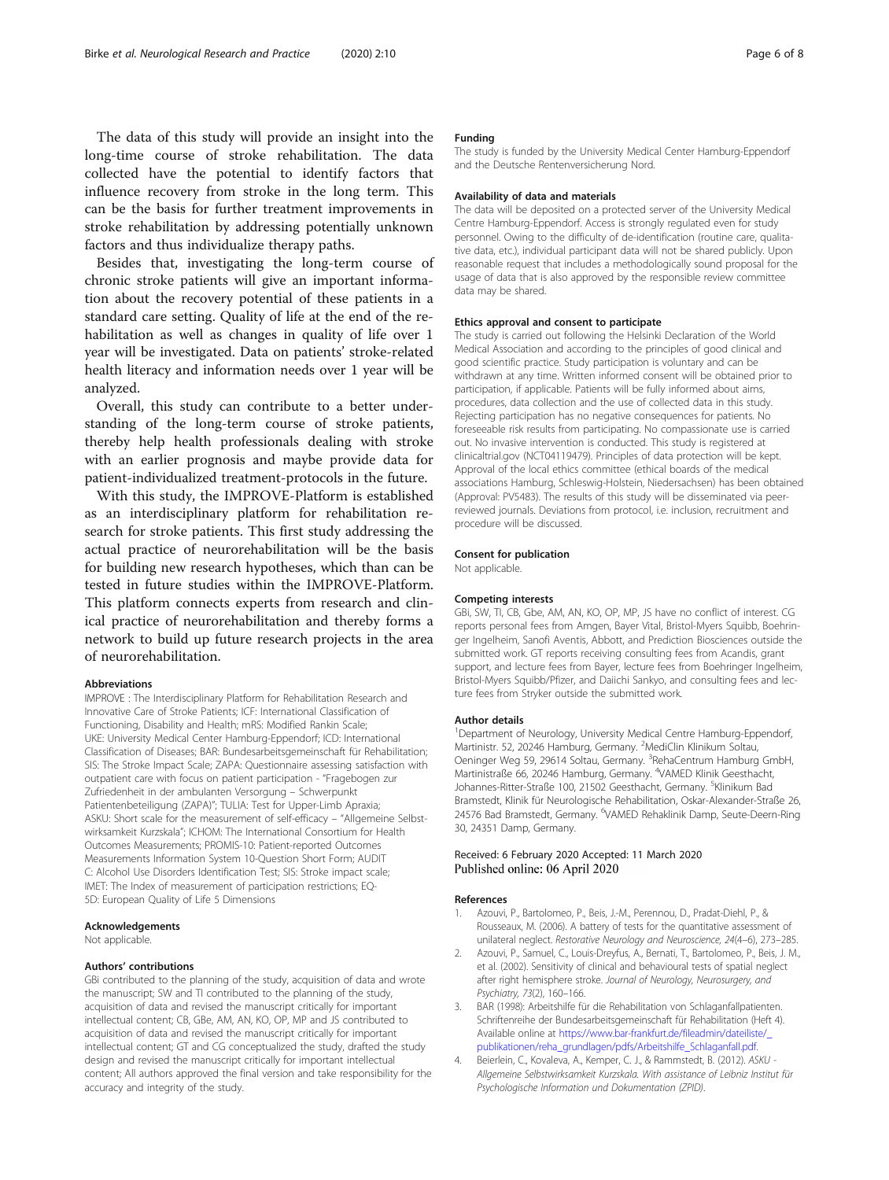The data of this study will provide an insight into the long-time course of stroke rehabilitation. The data collected have the potential to identify factors that influence recovery from stroke in the long term. This can be the basis for further treatment improvements in stroke rehabilitation by addressing potentially unknown factors and thus individualize therapy paths.

Besides that, investigating the long-term course of chronic stroke patients will give an important information about the recovery potential of these patients in a standard care setting. Quality of life at the end of the rehabilitation as well as changes in quality of life over 1 year will be investigated. Data on patients' stroke-related health literacy and information needs over 1 year will be analyzed.

Overall, this study can contribute to a better understanding of the long-term course of stroke patients, thereby help health professionals dealing with stroke with an earlier prognosis and maybe provide data for patient-individualized treatment-protocols in the future.

With this study, the IMPROVE-Platform is established as an interdisciplinary platform for rehabilitation research for stroke patients. This first study addressing the actual practice of neurorehabilitation will be the basis for building new research hypotheses, which than can be tested in future studies within the IMPROVE-Platform. This platform connects experts from research and clinical practice of neurorehabilitation and thereby forms a network to build up future research projects in the area of neurorehabilitation.

## Abbreviations

IMPROVE : The Interdisciplinary Platform for Rehabilitation Research and Innovative Care of Stroke Patients; ICF: International Classification of Functioning, Disability and Health; mRS: Modified Rankin Scale; UKE: University Medical Center Hamburg-Eppendorf; ICD: International Classification of Diseases; BAR: Bundesarbeitsgemeinschaft für Rehabilitation; SIS: The Stroke Impact Scale; ZAPA: Questionnaire assessing satisfaction with outpatient care with focus on patient participation - "Fragebogen zur Zufriedenheit in der ambulanten Versorgung – Schwerpunkt Patientenbeteiligung (ZAPA)"; TULIA: Test for Upper-Limb Apraxia; ASKU: Short scale for the measurement of self-efficacy – "Allgemeine Selbstwirksamkeit Kurzskala"; ICHOM: The International Consortium for Health Outcomes Measurements; PROMIS-10: Patient-reported Outcomes Measurements Information System 10-Question Short Form; AUDIT C: Alcohol Use Disorders Identification Test; SIS: Stroke impact scale; IMET: The Index of measurement of participation restrictions; EQ-5D: European Quality of Life 5 Dimensions

## Acknowledgements

Not applicable.

## Authors' contributions

GBi contributed to the planning of the study, acquisition of data and wrote the manuscript; SW and TI contributed to the planning of the study, acquisition of data and revised the manuscript critically for important intellectual content; CB, GBe, AM, AN, KO, OP, MP and JS contributed to acquisition of data and revised the manuscript critically for important intellectual content; GT and CG conceptualized the study, drafted the study design and revised the manuscript critically for important intellectual content; All authors approved the final version and take responsibility for the accuracy and integrity of the study.

## Funding

The study is funded by the University Medical Center Hamburg-Eppendorf and the Deutsche Rentenversicherung Nord.

## Availability of data and materials

The data will be deposited on a protected server of the University Medical Centre Hamburg-Eppendorf. Access is strongly regulated even for study personnel. Owing to the difficulty of de-identification (routine care, qualitative data, etc.), individual participant data will not be shared publicly. Upon reasonable request that includes a methodologically sound proposal for the usage of data that is also approved by the responsible review committee data may be shared.

## Ethics approval and consent to participate

The study is carried out following the Helsinki Declaration of the World Medical Association and according to the principles of good clinical and good scientific practice. Study participation is voluntary and can be withdrawn at any time. Written informed consent will be obtained prior to participation, if applicable. Patients will be fully informed about aims, procedures, data collection and the use of collected data in this study. Rejecting participation has no negative consequences for patients. No foreseeable risk results from participating. No compassionate use is carried out. No invasive intervention is conducted. This study is registered at clinicaltrial.gov (NCT04119479). Principles of data protection will be kept. Approval of the local ethics committee (ethical boards of the medical associations Hamburg, Schleswig-Holstein, Niedersachsen) has been obtained (Approval: PV5483). The results of this study will be disseminated via peer-reviewed journals. Deviations from protocol, i.e. inclusion, recruitment and procedure will be discussed.

## Consent for publication

Not applicable.

## Competing interests

GBi, SW, TI, CB, GBe, AM, AN, KO, OP, MP, JS have no conflict of interest. CG reports personal fees from Amgen, Bayer Vital, Bristol-Myers Squibb, Boehringer Ingelheim, Sanofi Aventis, Abbott, and Prediction Biosciences outside the submitted work. GT reports receiving consulting fees from Acandis, grant support, and lecture fees from Bayer, lecture fees from Boehringer Ingelheim, Bristol-Myers Squibb/Pfizer, and Daiichi Sankyo, and consulting fees and lecture fees from Stryker outside the submitted work.

## Author details

[1]Department of Neurology, University Medical Centre Hamburg-Eppendorf, Martinistr. 52, 20246 Hamburg, Germany. [2]MediClin Klinikum Soltau, Oeninger Weg 59, 29614 Soltau, Germany. [3]RehaCentrum Hamburg GmbH, Martinistraße 66, 20246 Hamburg, Germany. [4]VAMED Klinik Geesthacht, Johannes-Ritter-Straße 100, 21502 Geesthacht, Germany. [5]Klinikum Bad Bramstedt, Klinik für Neurologische Rehabilitation, Oskar-Alexander-Straße 26, 24576 Bad Bramstedt, Germany. [6]VAMED Rehaklinik Damp, Seute-Deern-Ring 30, 24351 Damp, Germany.

Received: 6 February 2020 Accepted: 11 March 2020
Published online: 06 April 2020

## References

1. Azouvi, P., Bartolomeo, P., Beis, J.-M., Perennou, D., Pradat-Diehl, P., & Rousseaux, M. (2006). A battery of tests for the quantitative assessment of unilateral neglect. *Restorative Neurology and Neuroscience, 24*(4–6), 273–285.
2. Azouvi, P., Samuel, C., Louis-Dreyfus, A., Bernati, T., Bartolomeo, P., Beis, J. M., et al. (2002). Sensitivity of clinical and behavioural tests of spatial neglect after right hemisphere stroke. *Journal of Neurology, Neurosurgery, and Psychiatry, 73*(2), 160–166.
3. BAR (1998): Arbeitshilfe für die Rehabilitation von Schlaganfallpatienten. Schriftenreihe der Bundesarbeitsgemeinschaft für Rehabilitation (Heft 4). Available online at https://www.bar-frankfurt.de/fileadmin/dateiliste/_publikationen/reha_grundlagen/pdfs/Arbeitshilfe_Schlaganfall.pdf.
4. Beierlein, C., Kovaleva, A., Kemper, C. J., & Rammstedt, B. (2012). *ASKU - Allgemeine Selbstwirksamkeit Kurzskala. With assistance of Leibniz Institut für Psychologische Information und Dokumentation (ZPID).*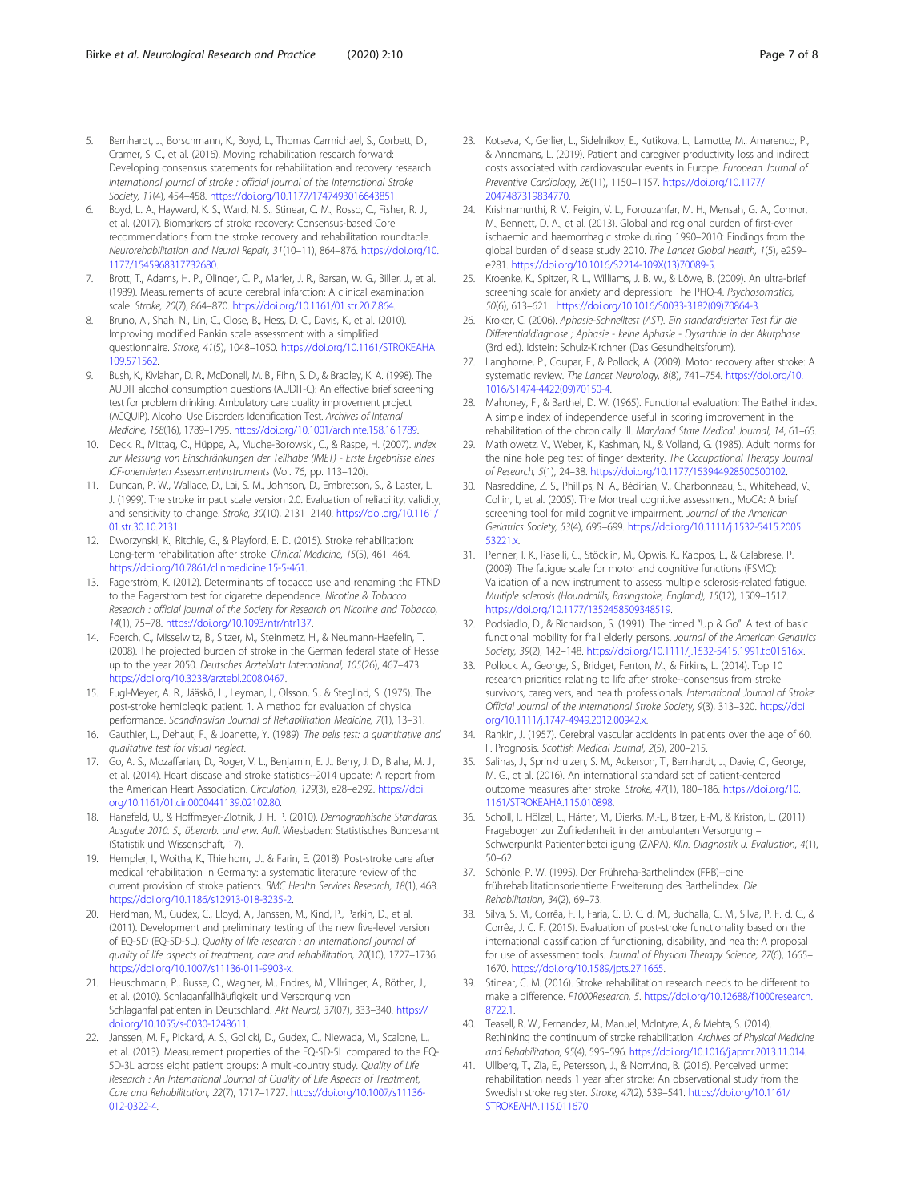5. Bernhardt, J., Borschmann, K., Boyd, L., Thomas Carmichael, S., Corbett, D., Cramer, S. C., et al. (2016). Moving rehabilitation research forward: Developing consensus statements for rehabilitation and recovery research. *International journal of stroke : official journal of the International Stroke Society, 11*(4), 454–458. https://doi.org/10.1177/1747493016643851.
6. Boyd, L. A., Hayward, K. S., Ward, N. S., Stinear, C. M., Rosso, C., Fisher, R. J., et al. (2017). Biomarkers of stroke recovery: Consensus-based Core recommendations from the stroke recovery and rehabilitation roundtable. *Neurorehabilitation and Neural Repair, 31*(10–11), 864–876. https://doi.org/10.1177/1545968317732680.
7. Brott, T., Adams, H. P., Olinger, C. P., Marler, J. R., Barsan, W. G., Biller, J., et al. (1989). Measurements of acute cerebral infarction: A clinical examination scale. *Stroke, 20*(7), 864–870. https://doi.org/10.1161/01.str.20.7.864.
8. Bruno, A., Shah, N., Lin, C., Close, B., Hess, D. C., Davis, K., et al. (2010). Improving modified Rankin scale assessment with a simplified questionnaire. *Stroke, 41*(5), 1048–1050. https://doi.org/10.1161/STROKEAHA.109.571562.
9. Bush, K., Kivlahan, D. R., McDonell, M. B., Fihn, S. D., & Bradley, K. A. (1998). The AUDIT alcohol consumption questions (AUDIT-C): An effective brief screening test for problem drinking. Ambulatory care quality improvement project (ACQUIP). Alcohol Use Disorders Identification Test. *Archives of Internal Medicine, 158*(16), 1789–1795. https://doi.org/10.1001/archinte.158.16.1789.
10. Deck, R., Mittag, O., Hüppe, A., Muche-Borowski, C., & Raspe, H. (2007). *Index zur Messung von Einschränkungen der Teilhabe (IMET) - Erste Ergebnisse eines ICF-orientierten Assessmentinstruments* (Vol. 76, pp. 113–120).
11. Duncan, P. W., Wallace, D., Lai, S. M., Johnson, D., Embretson, S., & Laster, L. J. (1999). The stroke impact scale version 2.0. Evaluation of reliability, validity, and sensitivity to change. *Stroke, 30*(10), 2131–2140. https://doi.org/10.1161/01.str.30.10.2131.
12. Dworzynski, K., Ritchie, G., & Playford, E. D. (2015). Stroke rehabilitation: Long-term rehabilitation after stroke. *Clinical Medicine, 15*(5), 461–464. https://doi.org/10.7861/clinmedicine.15-5-461.
13. Fagerström, K. (2012). Determinants of tobacco use and renaming the FTND to the Fagerstrom test for cigarette dependence. *Nicotine & Tobacco Research : official journal of the Society for Research on Nicotine and Tobacco, 14*(1), 75–78. https://doi.org/10.1093/ntr/ntr137.
14. Foerch, C., Misselwitz, B., Sitzer, M., Steinmetz, H., & Neumann-Haefelin, T. (2008). The projected burden of stroke in the German federal state of Hesse up to the year 2050. *Deutsches Arzteblatt International, 105*(26), 467–473. https://doi.org/10.3238/arztebl.2008.0467.
15. Fugl-Meyer, A. R., Jääskö, L., Leyman, I., Olsson, S., & Steglind, S. (1975). The post-stroke hemiplegic patient. 1. A method for evaluation of physical performance. *Scandinavian Journal of Rehabilitation Medicine, 7*(1), 13–31.
16. Gauthier, L., Dehaut, F., & Joanette, Y. (1989). *The bells test: a quantitative and qualitative test for visual neglect*.
17. Go, A. S., Mozaffarian, D., Roger, V. L., Benjamin, E. J., Berry, J. D., Blaha, M. J., et al. (2014). Heart disease and stroke statistics--2014 update: A report from the American Heart Association. *Circulation, 129*(3), e28–e292. https://doi.org/10.1161/01.cir.0000441139.02102.80.
18. Hanefeld, U., & Hoffmeyer-Zlotnik, J. H. P. (2010). *Demographische Standards. Ausgabe 2010. 5., überarb. und erw. Aufl.* Wiesbaden: Statistisches Bundesamt (Statistik und Wissenschaft, 17).
19. Hempler, I., Woitha, K., Thielhorn, U., & Farin, E. (2018). Post-stroke care after medical rehabilitation in Germany: a systematic literature review of the current provision of stroke patients. *BMC Health Services Research, 18*(1), 468. https://doi.org/10.1186/s12913-018-3235-2.
20. Herdman, M., Gudex, C., Lloyd, A., Janssen, M., Kind, P., Parkin, D., et al. (2011). Development and preliminary testing of the new five-level version of EQ-5D (EQ-5D-5L). *Quality of life research : an international journal of quality of life aspects of treatment, care and rehabilitation, 20*(10), 1727–1736. https://doi.org/10.1007/s11136-011-9903-x.
21. Heuschmann, P., Busse, O., Wagner, M., Endres, M., Villringer, A., Röther, J., et al. (2010). Schlaganfallhäufigkeit und Versorgung von Schlaganfallpatienten in Deutschland. *Akt Neurol, 37*(07), 333–340. https://doi.org/10.1055/s-0030-1248611.
22. Janssen, M. F., Pickard, A. S., Golicki, D., Gudex, C., Niewada, M., Scalone, L., et al. (2013). Measurement properties of the EQ-5D-5L compared to the EQ-5D-3L across eight patient groups: A multi-country study. *Quality of Life Research : An International Journal of Quality of Life Aspects of Treatment, Care and Rehabilitation, 22*(7), 1717–1727. https://doi.org/10.1007/s11136-012-0322-4.
23. Kotseva, K., Gerlier, L., Sidelnikov, E., Kutikova, L., Lamotte, M., Amarenco, P., & Annemans, L. (2019). Patient and caregiver productivity loss and indirect costs associated with cardiovascular events in Europe. *European Journal of Preventive Cardiology, 26*(11), 1150–1157. https://doi.org/10.1177/2047487319834770.
24. Krishnamurthi, R. V., Feigin, V. L., Forouzanfar, M. H., Mensah, G. A., Connor, M., Bennett, D. A., et al. (2013). Global and regional burden of first-ever ischaemic and haemorrhagic stroke during 1990–2010: Findings from the global burden of disease study 2010. *The Lancet Global Health, 1*(5), e259–e281. https://doi.org/10.1016/S2214-109X(13)70089-5.
25. Kroenke, K., Spitzer, R. L., Williams, J. B. W., & Löwe, B. (2009). An ultra-brief screening scale for anxiety and depression: The PHQ-4. *Psychosomatics, 50*(6), 613–621. https://doi.org/10.1016/S0033-3182(09)70864-3.
26. Kroker, C. (2006). *Aphasie-Schnelltest (AST). Ein standardisierter Test für die Differentialdiagnose ; Aphasie - keine Aphasie - Dysarthrie in der Akutphase* (3rd ed.). Idstein: Schulz-Kirchner (Das Gesundheitsforum).
27. Langhorne, P., Coupar, F., & Pollock, A. (2009). Motor recovery after stroke: A systematic review. *The Lancet Neurology, 8*(8), 741–754. https://doi.org/10.1016/S1474-4422(09)70150-4.
28. Mahoney, F., & Barthel, D. W. (1965). Functional evaluation: The Bathel index. A simple index of independence useful in scoring improvement in the rehabilitation of the chronically ill. *Maryland State Medical Journal, 14*, 61–65.
29. Mathiowetz, V., Weber, K., Kashman, N., & Volland, G. (1985). Adult norms for the nine hole peg test of finger dexterity. *The Occupational Therapy Journal of Research, 5*(1), 24–38. https://doi.org/10.1177/153944928500500102.
30. Nasreddine, Z. S., Phillips, N. A., Bédirian, V., Charbonneau, S., Whitehead, V., Collin, I., et al. (2005). The Montreal cognitive assessment, MoCA: A brief screening tool for mild cognitive impairment. *Journal of the American Geriatrics Society, 53*(4), 695–699. https://doi.org/10.1111/j.1532-5415.2005.53221.x.
31. Penner, I. K., Raselli, C., Stöcklin, M., Opwis, K., Kappos, L., & Calabrese, P. (2009). The fatigue scale for motor and cognitive functions (FSMC): Validation of a new instrument to assess multiple sclerosis-related fatigue. *Multiple sclerosis (Houndmills, Basingstoke, England), 15*(12), 1509–1517. https://doi.org/10.1177/1352458509348519.
32. Podsiadlo, D., & Richardson, S. (1991). The timed "Up & Go": A test of basic functional mobility for frail elderly persons. *Journal of the American Geriatrics Society, 39*(2), 142–148. https://doi.org/10.1111/j.1532-5415.1991.tb01616.x.
33. Pollock, A., George, S., Bridget, Fenton, M., & Firkins, L. (2014). Top 10 research priorities relating to life after stroke--consensus from stroke survivors, caregivers, and health professionals. *International Journal of Stroke: Official Journal of the International Stroke Society, 9*(3), 313–320. https://doi.org/10.1111/j.1747-4949.2012.00942.x.
34. Rankin, J. (1957). Cerebral vascular accidents in patients over the age of 60. II. Prognosis. *Scottish Medical Journal, 2*(5), 200–215.
35. Salinas, J., Sprinkhuizen, S. M., Ackerson, T., Bernhardt, J., Davie, C., George, M. G., et al. (2016). An international standard set of patient-centered outcome measures after stroke. *Stroke, 47*(1), 180–186. https://doi.org/10.1161/STROKEAHA.115.010898.
36. Scholl, I., Hölzel, L., Härter, M., Dierks, M.-L., Bitzer, E.-M., & Kriston, L. (2011). Fragebogen zur Zufriedenheit in der ambulanten Versorgung – Schwerpunkt Patientenbeteiligung (ZAPA). *Klin. Diagnostik u. Evaluation, 4*(1), 50–62.
37. Schönle, P. W. (1995). Der Frühreha-Barthelindex (FRB)--eine frührehabilitationsorientierte Erweiterung des Barthelindex. *Die Rehabilitation, 34*(2), 69–73.
38. Silva, S. M., Corrêa, F. I., Faria, C. D. C. d. M., Buchalla, C. M., Silva, P. F. d. C., & Corrêa, J. C. F. (2015). Evaluation of post-stroke functionality based on the international classification of functioning, disability, and health: A proposal for use of assessment tools. *Journal of Physical Therapy Science, 27*(6), 1665–1670. https://doi.org/10.1589/jpts.27.1665.
39. Stinear, C. M. (2016). Stroke rehabilitation research needs to be different to make a difference. *F1000Research, 5*. https://doi.org/10.12688/f1000research.8722.1.
40. Teasell, R. W., Fernandez, M., Manuel, McIntyre, A., & Mehta, S. (2014). Rethinking the continuum of stroke rehabilitation. *Archives of Physical Medicine and Rehabilitation, 95*(4), 595–596. https://doi.org/10.1016/j.apmr.2013.11.014.
41. Ullberg, T., Zia, E., Petersson, J., & Norrving, B. (2016). Perceived unmet rehabilitation needs 1 year after stroke: An observational study from the Swedish stroke register. *Stroke, 47*(2), 539–541. https://doi.org/10.1161/STROKEAHA.115.011670.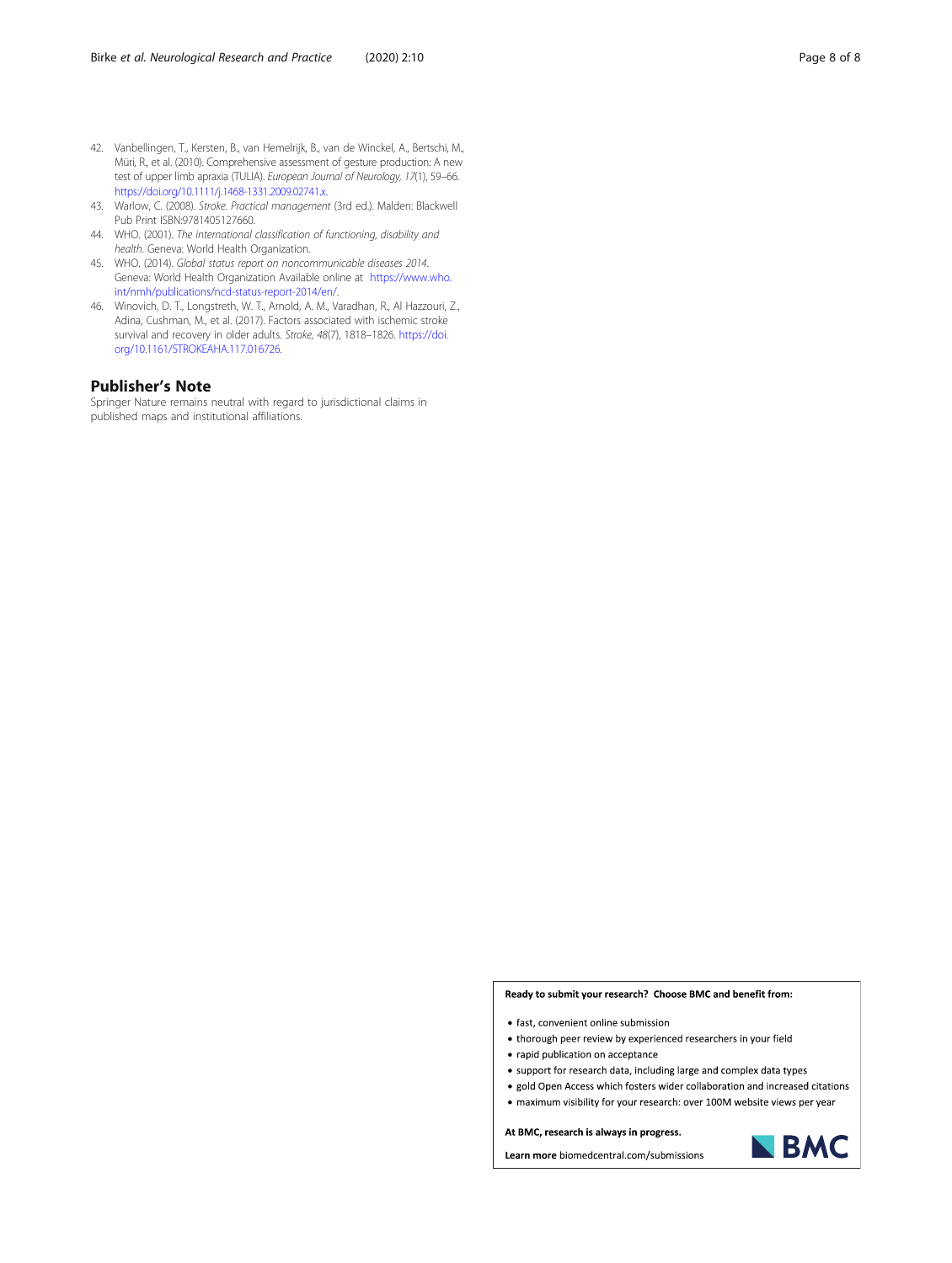42. Vanbellingen, T., Kersten, B., van Hemelrijk, B., van de Winckel, A., Bertschi, M., Müri, R., et al. (2010). Comprehensive assessment of gesture production: A new test of upper limb apraxia (TULIA). *European Journal of Neurology, 17*(1), 59–66. https://doi.org/10.1111/j.1468-1331.2009.02741.x.
43. Warlow, C. (2008). *Stroke. Practical management* (3rd ed.). Malden: Blackwell Pub Print ISBN:9781405127660.
44. WHO. (2001). *The international classification of functioning, disability and health*. Geneva: World Health Organization.
45. WHO. (2014). *Global status report on noncommunicable diseases 2014*. Geneva: World Health Organization Available online at https://www.who.int/nmh/publications/ncd-status-report-2014/en/.
46. Winovich, D. T., Longstreth, W. T., Arnold, A. M., Varadhan, R., Al Hazzouri, Z., Adina, Cushman, M., et al. (2017). Factors associated with ischemic stroke survival and recovery in older adults. *Stroke, 48*(7), 1818–1826. https://doi.org/10.1161/STROKEAHA.117.016726.

## Publisher's Note

Springer Nature remains neutral with regard to jurisdictional claims in published maps and institutional affiliations.

**Ready to submit your research? Choose BMC and benefit from:**

- fast, convenient online submission
- thorough peer review by experienced researchers in your field
- rapid publication on acceptance
- support for research data, including large and complex data types
- gold Open Access which fosters wider collaboration and increased citations
- maximum visibility for your research: over 100M website views per year

**At BMC, research is always in progress.**

**Learn more** biomedcentral.com/submissions

BMC